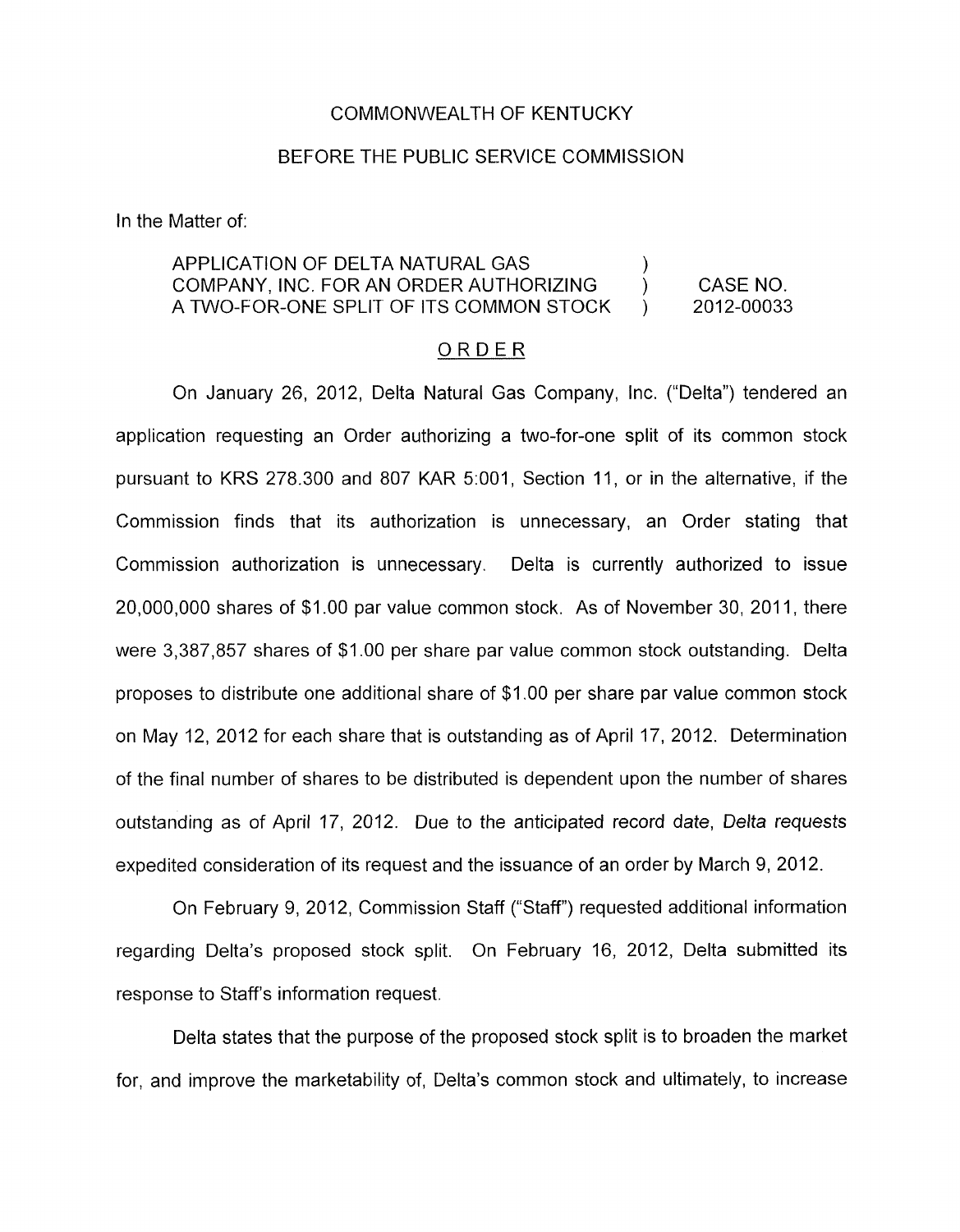COMMONWEALTH OF KENTUCKY

BEFORE THE PUBLIC SERVICE COMMISSION

In the Matter of:

| | | |
|---|---|---|
| APPLICATION OF DELTA NATURAL GAS COMPANY, INC. FOR AN ORDER AUTHORIZING A TWO-FOR-ONE SPLIT OF ITS COMMON STOCK | ) ) ) | CASE NO. 2012-00033 |

# ORDER

On January 26, 2012, Delta Natural Gas Company, Inc. ("Delta") tendered an application requesting an Order authorizing a two-for-one split of its common stock pursuant to KRS 278.300 and 807 KAR 5:001, Section 11, or in the alternative, if the Commission finds that its authorization is unnecessary, an Order stating that Commission authorization is unnecessary. Delta is currently authorized to issue 20,000,000 shares of $1.00 par value common stock. As of November 30, 2011, there were 3,387,857 shares of $1.00 per share par value common stock outstanding. Delta proposes to distribute one additional share of $1.00 per share par value common stock on May 12, 2012 for each share that is outstanding as of April 17, 2012. Determination of the final number of shares to be distributed is dependent upon the number of shares outstanding as of April 17, 2012. Due to the anticipated record date, Delta requests expedited consideration of its request and the issuance of an order by March 9, 2012.

On February 9, 2012, Commission Staff ("Staff") requested additional information regarding Delta's proposed stock split. On February 16, 2012, Delta submitted its response to Staff's information request.

Delta states that the purpose of the proposed stock split is to broaden the market for, and improve the marketability of, Delta's common stock and ultimately, to increase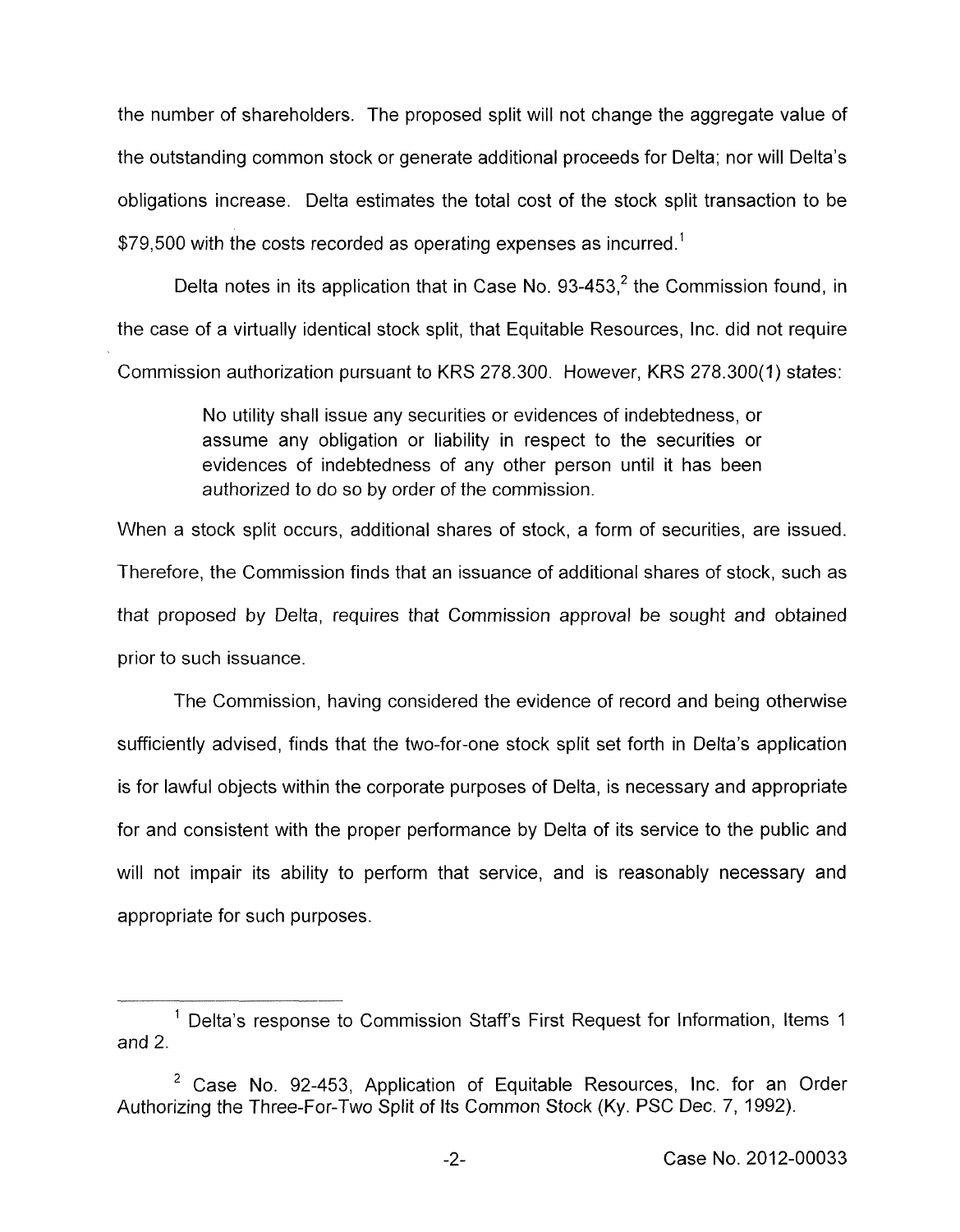the number of shareholders. The proposed split will not change the aggregate value of the outstanding common stock or generate additional proceeds for Delta; nor will Delta's obligations increase. Delta estimates the total cost of the stock split transaction to be $79,500 with the costs recorded as operating expenses as incurred.[1]

Delta notes in its application that in Case No. 93-453,[2] the Commission found, in the case of a virtually identical stock split, that Equitable Resources, Inc. did not require Commission authorization pursuant to KRS 278.300. However, KRS 278.300(1) states:

> No utility shall issue any securities or evidences of indebtedness, or assume any obligation or liability in respect to the securities or evidences of indebtedness of any other person until it has been authorized to do so by order of the commission.

When a stock split occurs, additional shares of stock, a form of securities, are issued. Therefore, the Commission finds that an issuance of additional shares of stock, such as that proposed by Delta, requires that Commission approval be sought and obtained prior to such issuance.

The Commission, having considered the evidence of record and being otherwise sufficiently advised, finds that the two-for-one stock split set forth in Delta's application is for lawful objects within the corporate purposes of Delta, is necessary and appropriate for and consistent with the proper performance by Delta of its service to the public and will not impair its ability to perform that service, and is reasonably necessary and appropriate for such purposes.

---

[1] Delta's response to Commission Staff's First Request for Information, Items 1 and 2.

[2] Case No. 92-453, Application of Equitable Resources, Inc. for an Order Authorizing the Three-For-Two Split of Its Common Stock (Ky. PSC Dec. 7, 1992).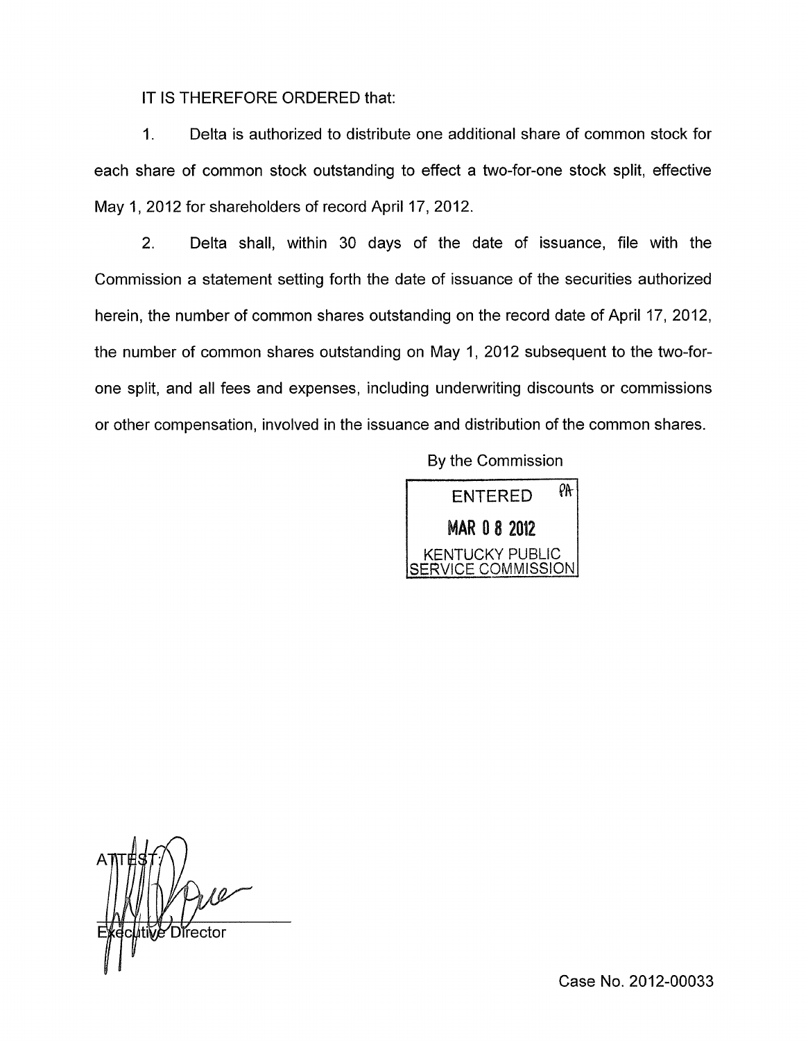IT IS THEREFORE ORDERED that:

1. Delta is authorized to distribute one additional share of common stock for each share of common stock outstanding to effect a two-for-one stock split, effective May 1, 2012 for shareholders of record April 17, 2012.

2. Delta shall, within 30 days of the date of issuance, file with the Commission a statement setting forth the date of issuance of the securities authorized herein, the number of common shares outstanding on the record date of April 17, 2012, the number of common shares outstanding on May 1, 2012 subsequent to the two-for-one split, and all fees and expenses, including underwriting discounts or commissions or other compensation, involved in the issuance and distribution of the common shares.

By the Commission

ENTERED
MAR 08 2012
KENTUCKY PUBLIC SERVICE COMMISSION

ATTEST:

Executive Director

Case No. 2012-00033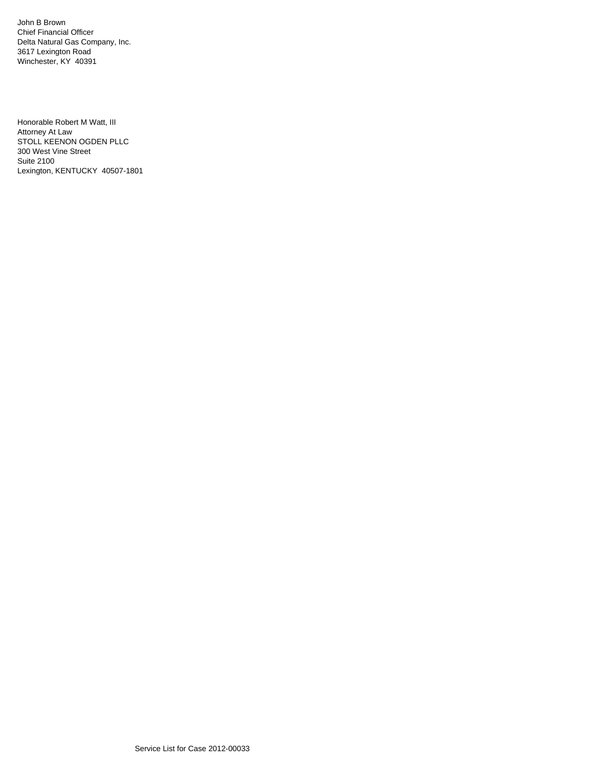John B Brown
Chief Financial Officer
Delta Natural Gas Company, Inc.
3617 Lexington Road
Winchester, KY 40391

Honorable Robert M Watt, III
Attorney At Law
STOLL KEENON OGDEN PLLC
300 West Vine Street
Suite 2100
Lexington, KENTUCKY 40507-1801

Service List for Case 2012-00033